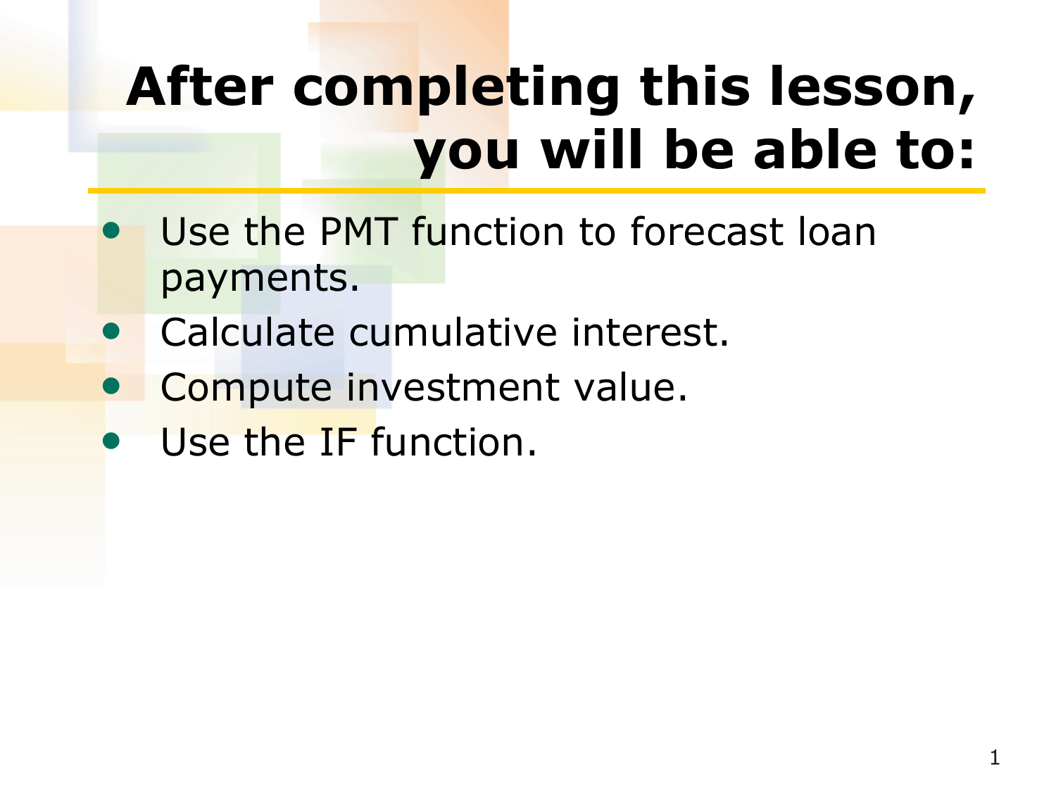# After completing this lesson, you will be able to:

- Use the PMT function to forecast loan payments.
- Calculate cumulative interest.
- Compute investment value.
- Use the IF function.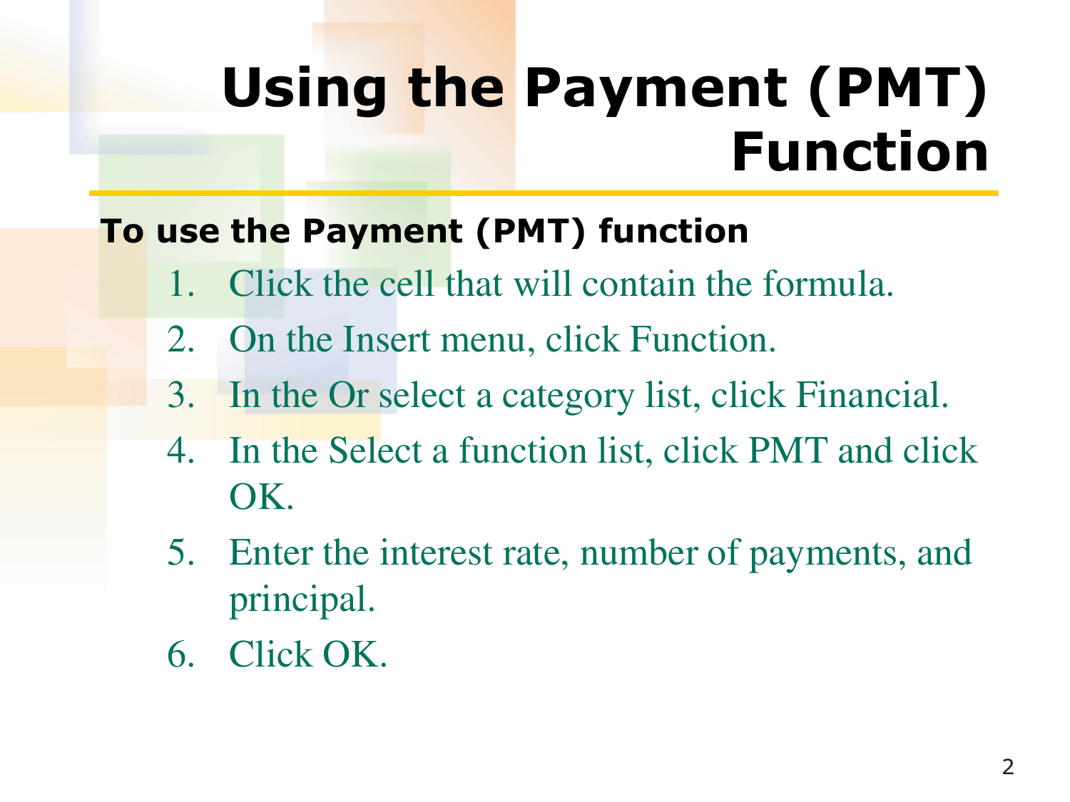# Using the Payment (PMT) Function

**To use the Payment (PMT) function**

1. Click the cell that will contain the formula.
2. On the Insert menu, click Function.
3. In the Or select a category list, click Financial.
4. In the Select a function list, click PMT and click OK.
5. Enter the interest rate, number of payments, and principal.
6. Click OK.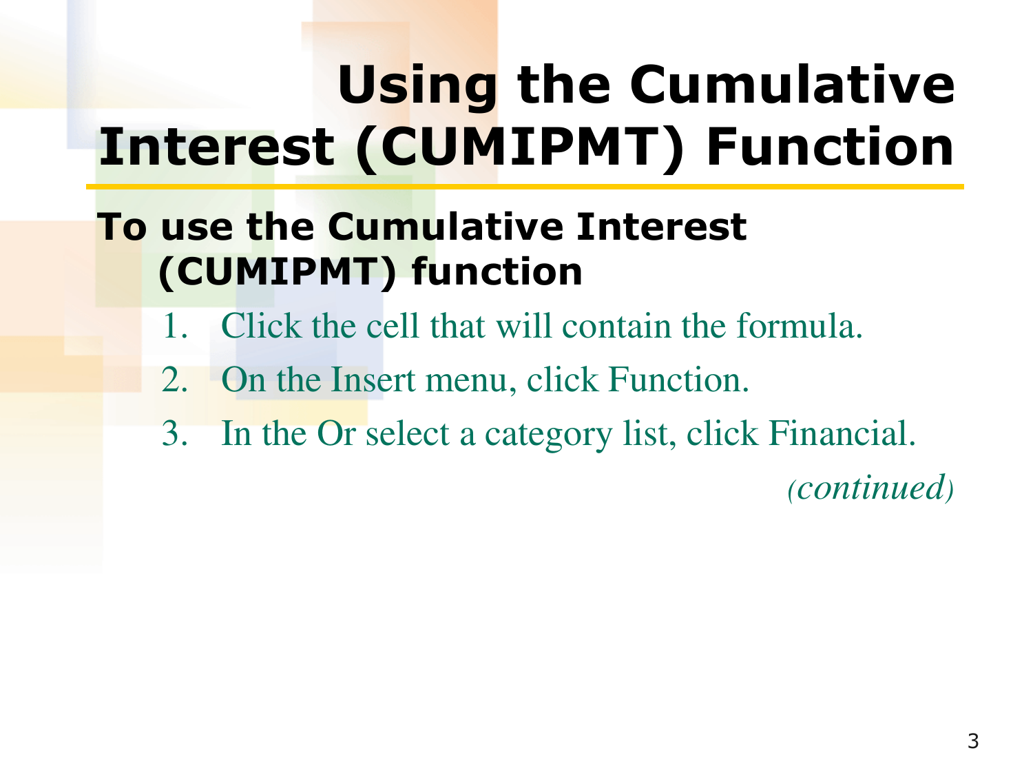# Using the Cumulative Interest (CUMIPMT) Function

**To use the Cumulative Interest (CUMIPMT) function**

1. Click the cell that will contain the formula.
2. On the Insert menu, click Function.
3. In the Or select a category list, click Financial.

*(continued)*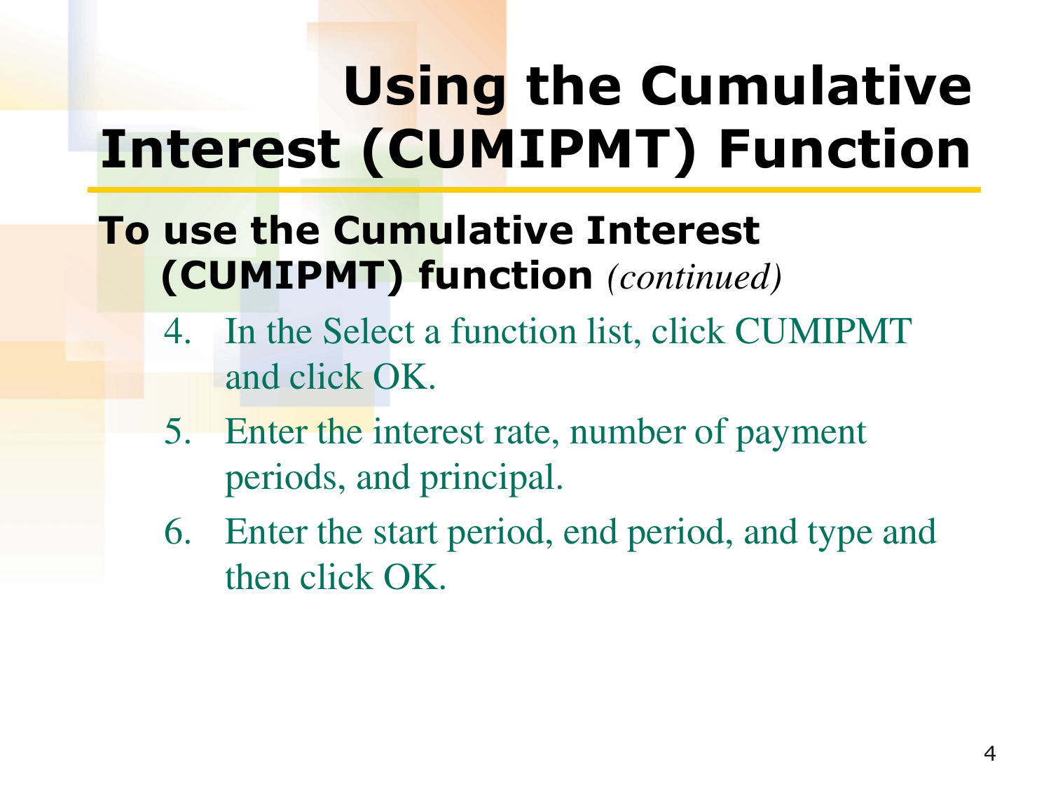# Using the Cumulative Interest (CUMIPMT) Function

**To use the Cumulative Interest (CUMIPMT) function** *(continued)*

4. In the Select a function list, click CUMIPMT and click OK.
5. Enter the interest rate, number of payment periods, and principal.
6. Enter the start period, end period, and type and then click OK.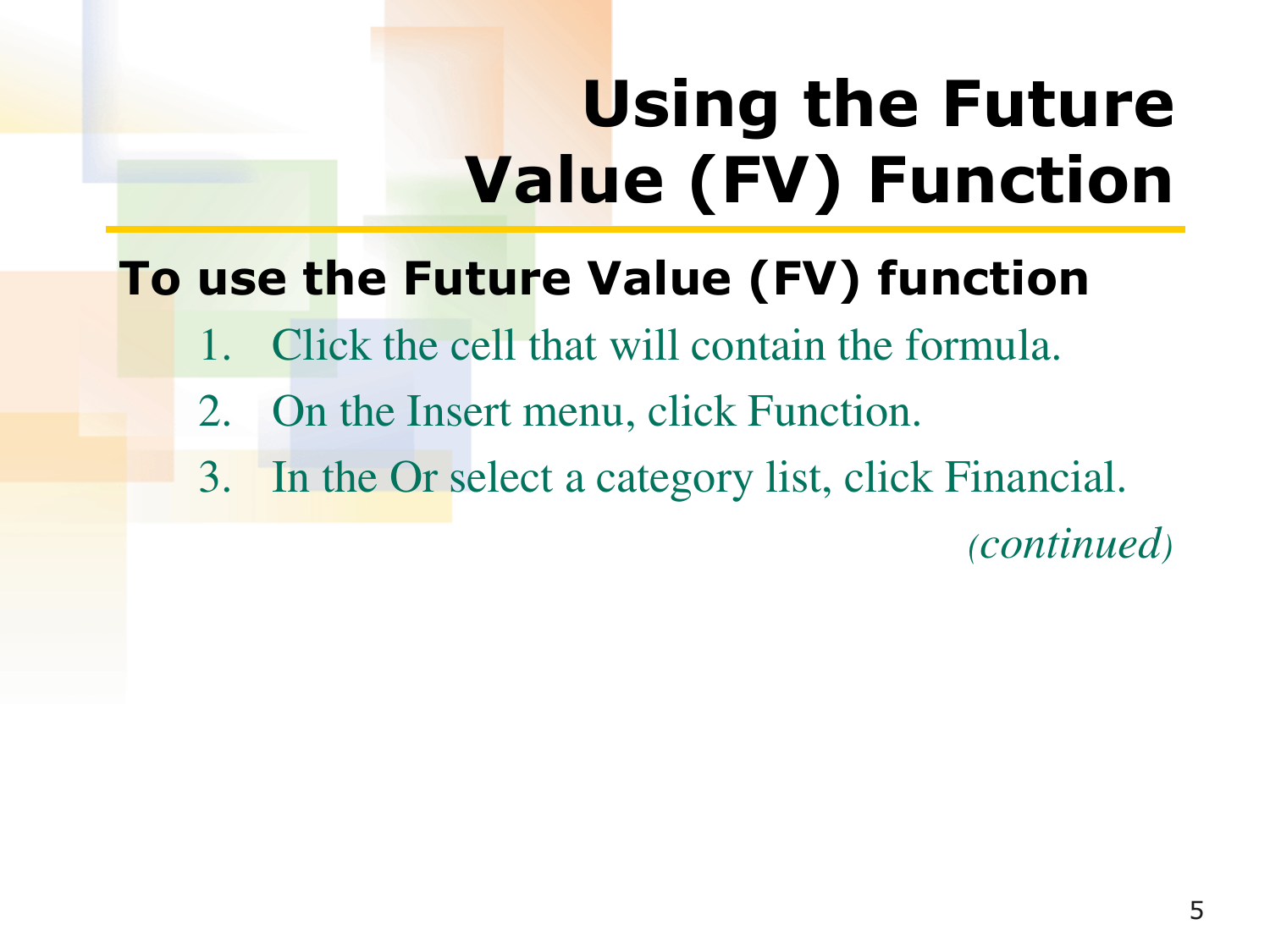# Using the Future Value (FV) Function

**To use the Future Value (FV) function**

1. Click the cell that will contain the formula.
2. On the Insert menu, click Function.
3. In the Or select a category list, click Financial.

*(continued)*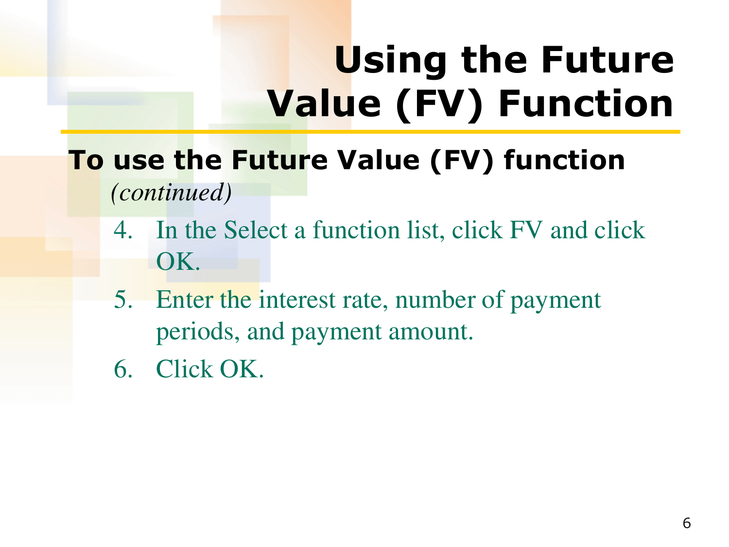# Using the Future Value (FV) Function

**To use the Future Value (FV) function** *(continued)*

4. In the Select a function list, click FV and click OK.
5. Enter the interest rate, number of payment periods, and payment amount.
6. Click OK.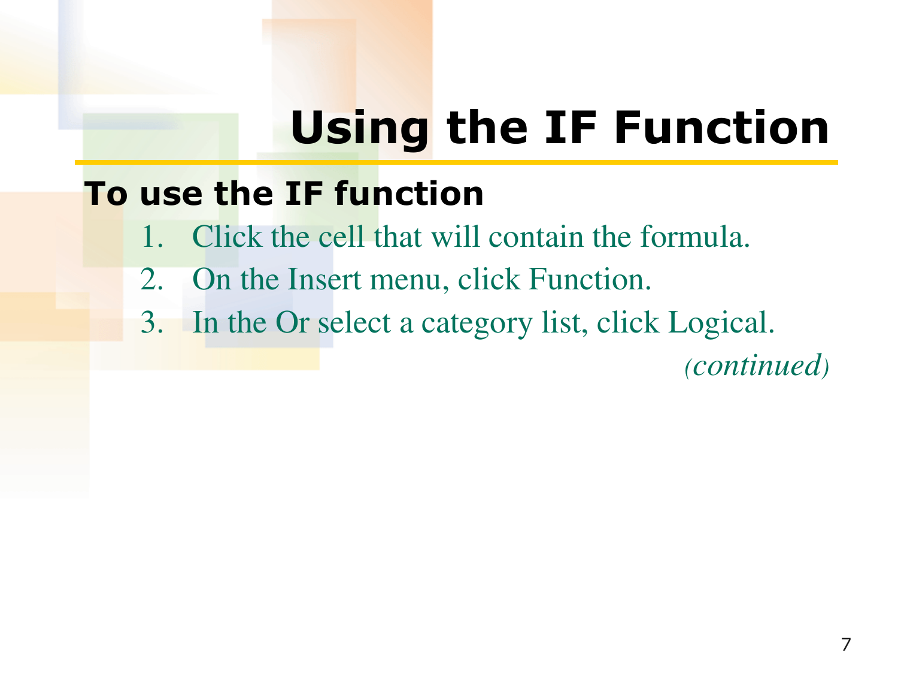# Using the IF Function

**To use the IF function**

1. Click the cell that will contain the formula.
2. On the Insert menu, click Function.
3. In the Or select a category list, click Logical.

*(continued)*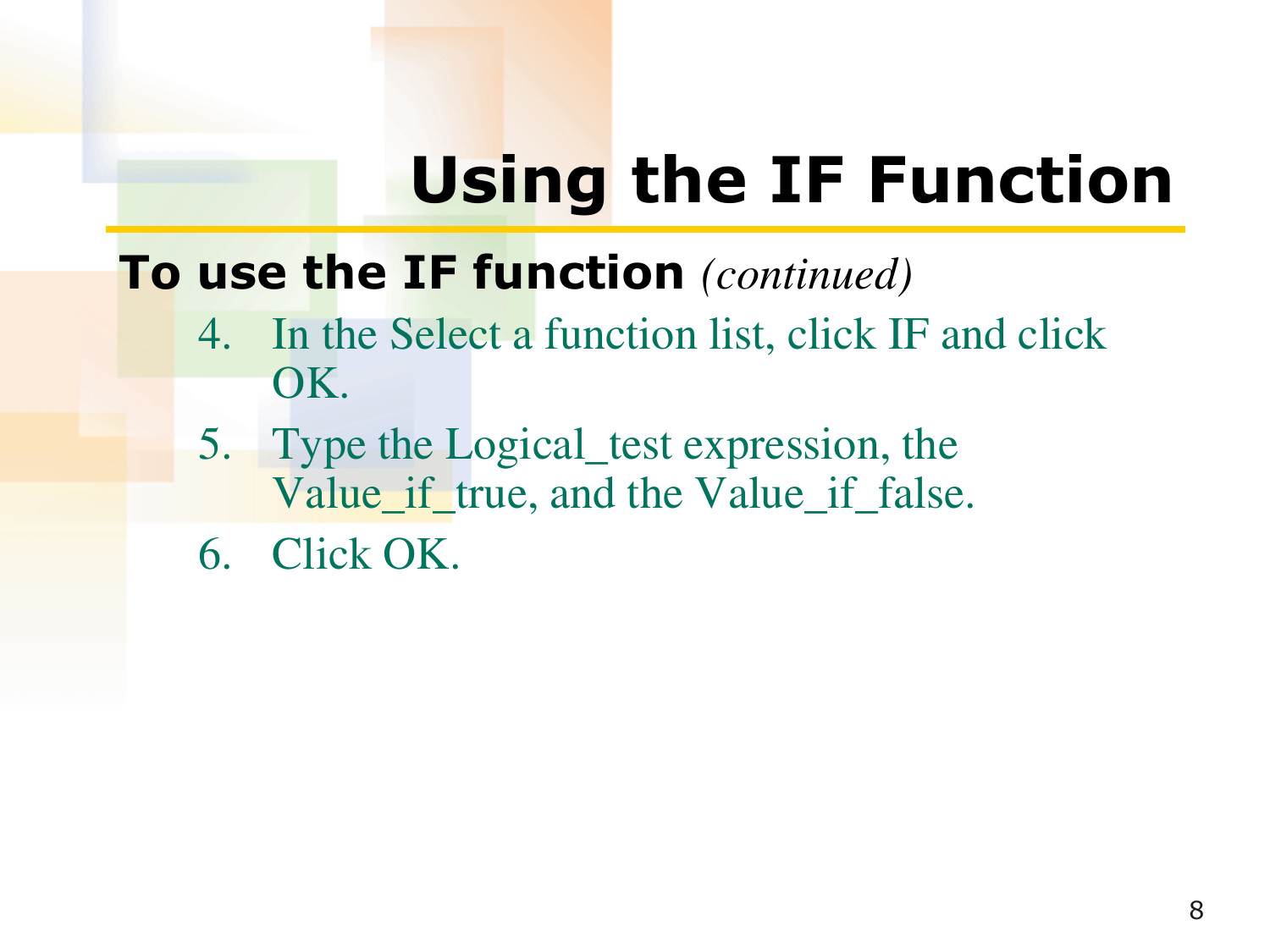# Using the IF Function

**To use the IF function** *(continued)*

4. In the Select a function list, click IF and click OK.
5. Type the Logical_test expression, the Value_if_true, and the Value_if_false.
6. Click OK.